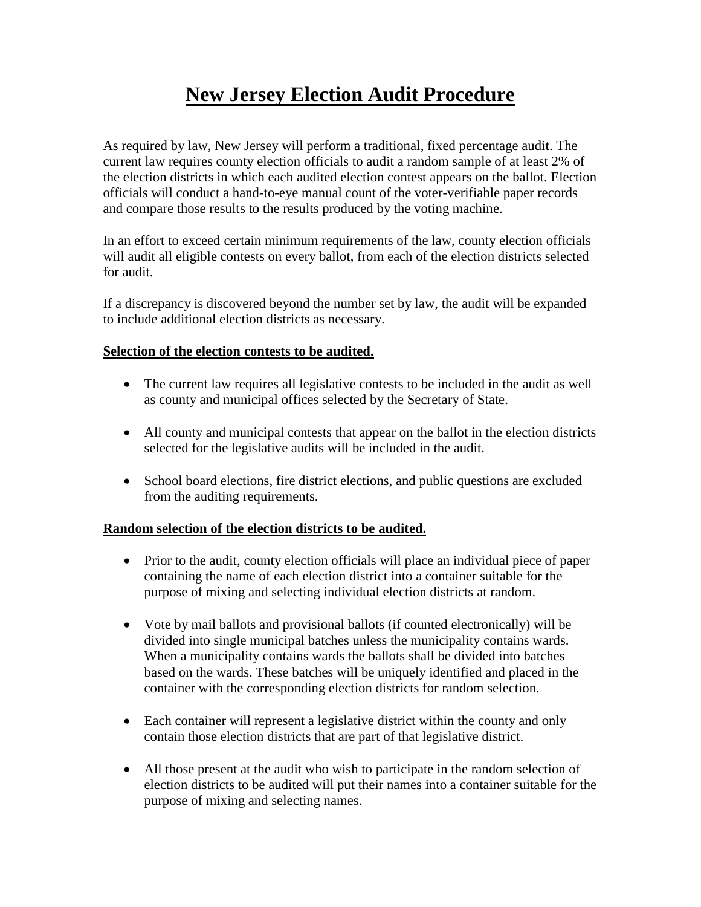# New Jersey Election Audit Procedure

As required by law, New Jersey will perform a traditional, fixed percentage audit. The current law requires county election officials to audit a random sample of at least 2% of the election districts in which each audited election contest appears on the ballot. Election officials will conduct a hand-to-eye manual count of the voter-verifiable paper records and compare those results to the results produced by the voting machine.

In an effort to exceed certain minimum requirements of the law, county election officials will audit all eligible contests on every ballot, from each of the election districts selected for audit.

If a discrepancy is discovered beyond the number set by law, the audit will be expanded to include additional election districts as necessary.

**Selection of the election contests to be audited.**

- The current law requires all legislative contests to be included in the audit as well as county and municipal offices selected by the Secretary of State.
- All county and municipal contests that appear on the ballot in the election districts selected for the legislative audits will be included in the audit.
- School board elections, fire district elections, and public questions are excluded from the auditing requirements.

**Random selection of the election districts to be audited.**

- Prior to the audit, county election officials will place an individual piece of paper containing the name of each election district into a container suitable for the purpose of mixing and selecting individual election districts at random.
- Vote by mail ballots and provisional ballots (if counted electronically) will be divided into single municipal batches unless the municipality contains wards. When a municipality contains wards the ballots shall be divided into batches based on the wards. These batches will be uniquely identified and placed in the container with the corresponding election districts for random selection.
- Each container will represent a legislative district within the county and only contain those election districts that are part of that legislative district.
- All those present at the audit who wish to participate in the random selection of election districts to be audited will put their names into a container suitable for the purpose of mixing and selecting names.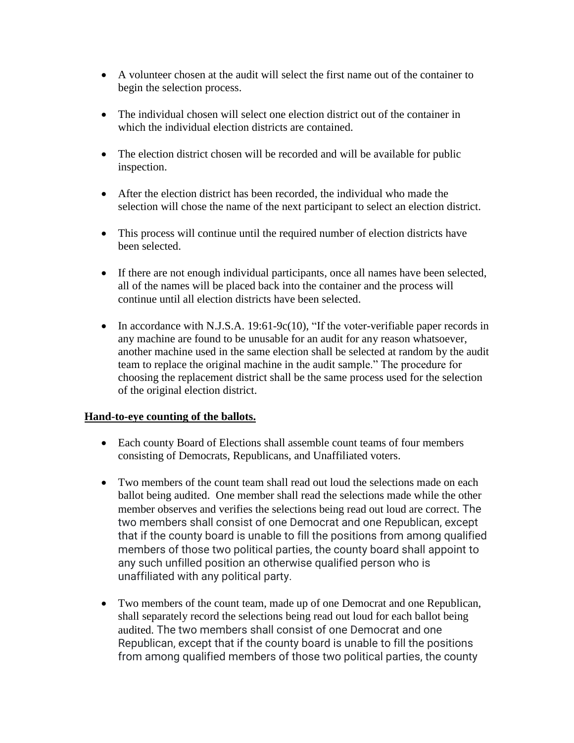- A volunteer chosen at the audit will select the first name out of the container to begin the selection process.

- The individual chosen will select one election district out of the container in which the individual election districts are contained.

- The election district chosen will be recorded and will be available for public inspection.

- After the election district has been recorded, the individual who made the selection will chose the name of the next participant to select an election district.

- This process will continue until the required number of election districts have been selected.

- If there are not enough individual participants, once all names have been selected, all of the names will be placed back into the container and the process will continue until all election districts have been selected.

- In accordance with N.J.S.A. 19:61-9c(10), "If the voter-verifiable paper records in any machine are found to be unusable for an audit for any reason whatsoever, another machine used in the same election shall be selected at random by the audit team to replace the original machine in the audit sample." The procedure for choosing the replacement district shall be the same process used for the selection of the original election district.

**Hand-to-eye counting of the ballots.**

- Each county Board of Elections shall assemble count teams of four members consisting of Democrats, Republicans, and Unaffiliated voters.

- Two members of the count team shall read out loud the selections made on each ballot being audited. One member shall read the selections made while the other member observes and verifies the selections being read out loud are correct. The two members shall consist of one Democrat and one Republican, except that if the county board is unable to fill the positions from among qualified members of those two political parties, the county board shall appoint to any such unfilled position an otherwise qualified person who is unaffiliated with any political party.

- Two members of the count team, made up of one Democrat and one Republican, shall separately record the selections being read out loud for each ballot being audited. The two members shall consist of one Democrat and one Republican, except that if the county board is unable to fill the positions from among qualified members of those two political parties, the county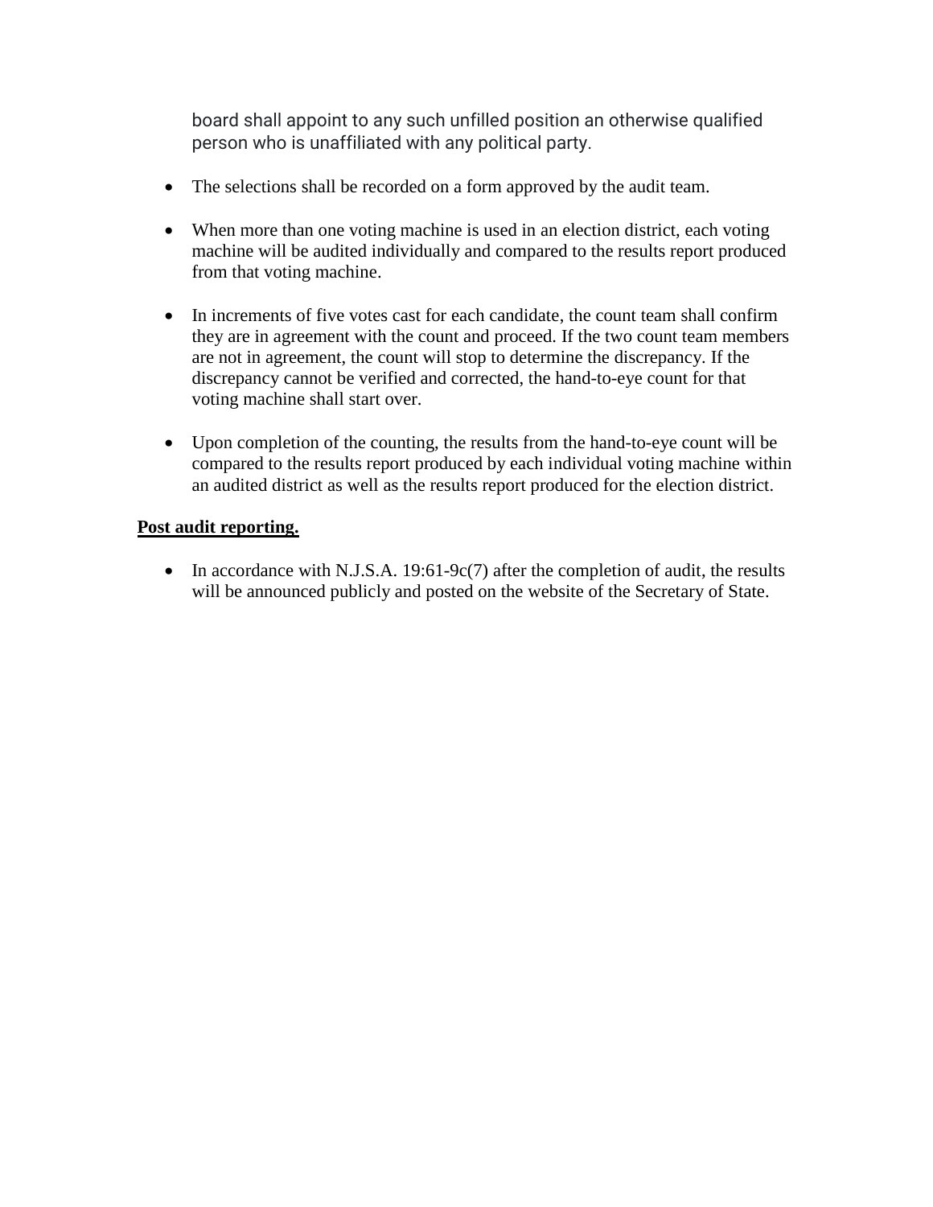board shall appoint to any such unfilled position an otherwise qualified person who is unaffiliated with any political party.

- The selections shall be recorded on a form approved by the audit team.

- When more than one voting machine is used in an election district, each voting machine will be audited individually and compared to the results report produced from that voting machine.

- In increments of five votes cast for each candidate, the count team shall confirm they are in agreement with the count and proceed. If the two count team members are not in agreement, the count will stop to determine the discrepancy. If the discrepancy cannot be verified and corrected, the hand-to-eye count for that voting machine shall start over.

- Upon completion of the counting, the results from the hand-to-eye count will be compared to the results report produced by each individual voting machine within an audited district as well as the results report produced for the election district.

**Post audit reporting.**

- In accordance with N.J.S.A. 19:61-9c(7) after the completion of audit, the results will be announced publicly and posted on the website of the Secretary of State.